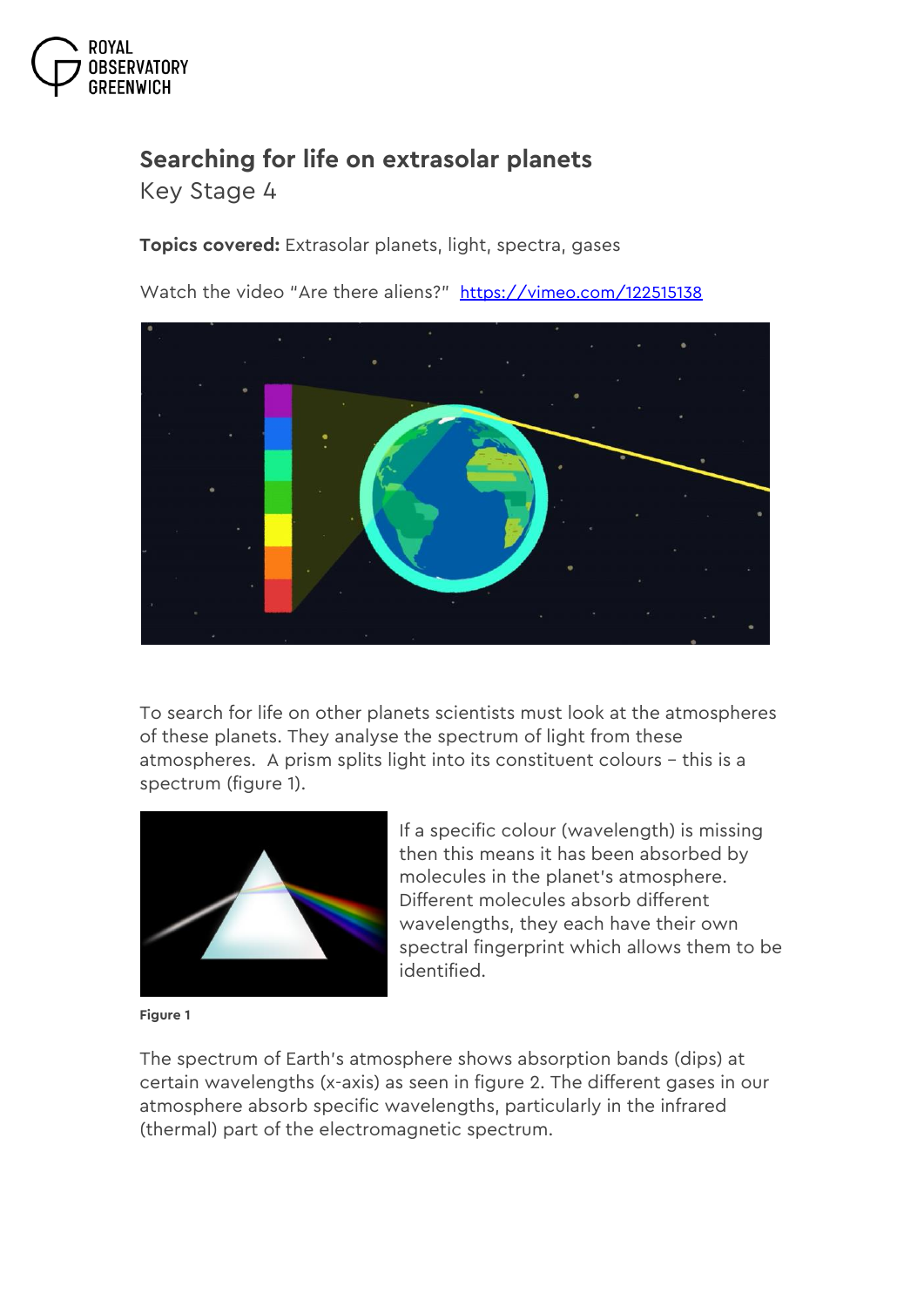# Searching for life on extrasolar planets

Key Stage 4

**Topics covered:** Extrasolar planets, light, spectra, gases

Watch the video "Are there aliens?" https://vimeo.com/122515138

To search for life on other planets scientists must look at the atmospheres of these planets. They analyse the spectrum of light from these atmospheres. A prism splits light into its constituent colours – this is a spectrum (figure 1).

If a specific colour (wavelength) is missing then this means it has been absorbed by molecules in the planet's atmosphere. Different molecules absorb different wavelengths, they each have their own spectral fingerprint which allows them to be identified.

**Figure 1**

The spectrum of Earth's atmosphere shows absorption bands (dips) at certain wavelengths (x-axis) as seen in figure 2. The different gases in our atmosphere absorb specific wavelengths, particularly in the infrared (thermal) part of the electromagnetic spectrum.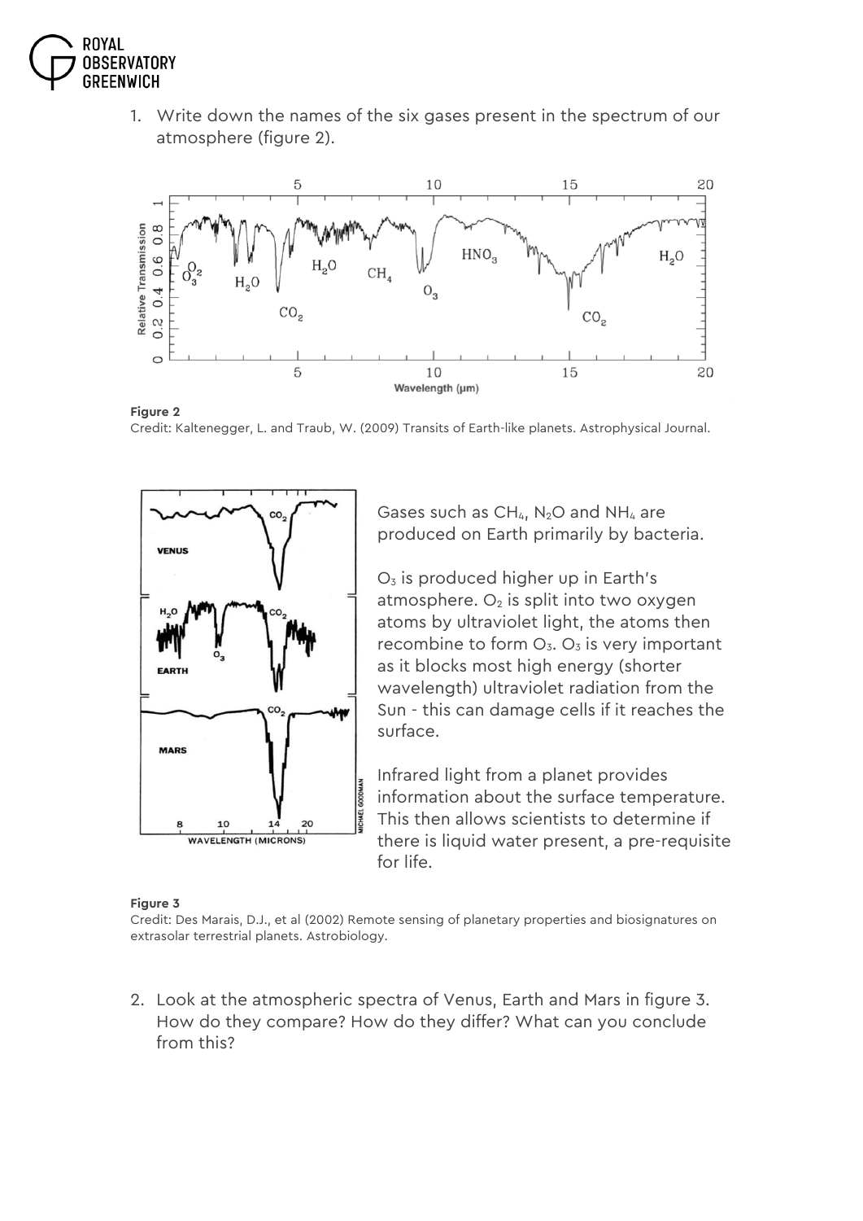1. Write down the names of the six gases present in the spectrum of our atmosphere (figure 2).

**Figure 2**
Credit: Kaltenegger, L. and Traub, W. (2009) Transits of Earth-like planets. Astrophysical Journal.

Gases such as $CH_4$, $N_2O$ and $NH_4$ are produced on Earth primarily by bacteria.

$O_3$ is produced higher up in Earth's atmosphere. $O_2$ is split into two oxygen atoms by ultraviolet light, the atoms then recombine to form $O_3$. $O_3$ is very important as it blocks most high energy (shorter wavelength) ultraviolet radiation from the Sun - this can damage cells if it reaches the surface.

Infrared light from a planet provides information about the surface temperature. This then allows scientists to determine if there is liquid water present, a pre-requisite for life.

**Figure 3**
Credit: Des Marais, D.J., et al (2002) Remote sensing of planetary properties and biosignatures on extrasolar terrestrial planets. Astrobiology.

2. Look at the atmospheric spectra of Venus, Earth and Mars in figure 3. How do they compare? How do they differ? What can you conclude from this?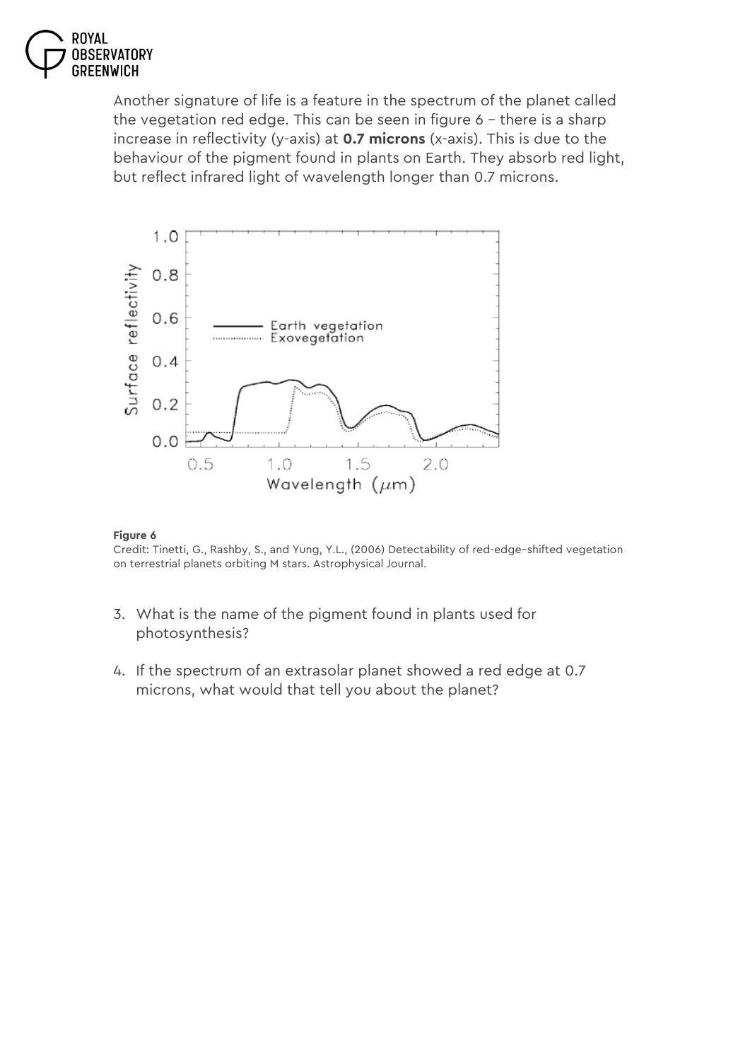Another signature of life is a feature in the spectrum of the planet called the vegetation red edge. This can be seen in figure 6 – there is a sharp increase in reflectivity (y-axis) at **0.7 microns** (x-axis). This is due to the behaviour of the pigment found in plants on Earth. They absorb red light, but reflect infrared light of wavelength longer than 0.7 microns.

**Figure 6**

Credit: Tinetti, G., Rashby, S., and Yung, Y.L., (2006) Detectability of red-edge-shifted vegetation on terrestrial planets orbiting M stars. Astrophysical Journal.

3. What is the name of the pigment found in plants used for photosynthesis?

4. If the spectrum of an extrasolar planet showed a red edge at 0.7 microns, what would that tell you about the planet?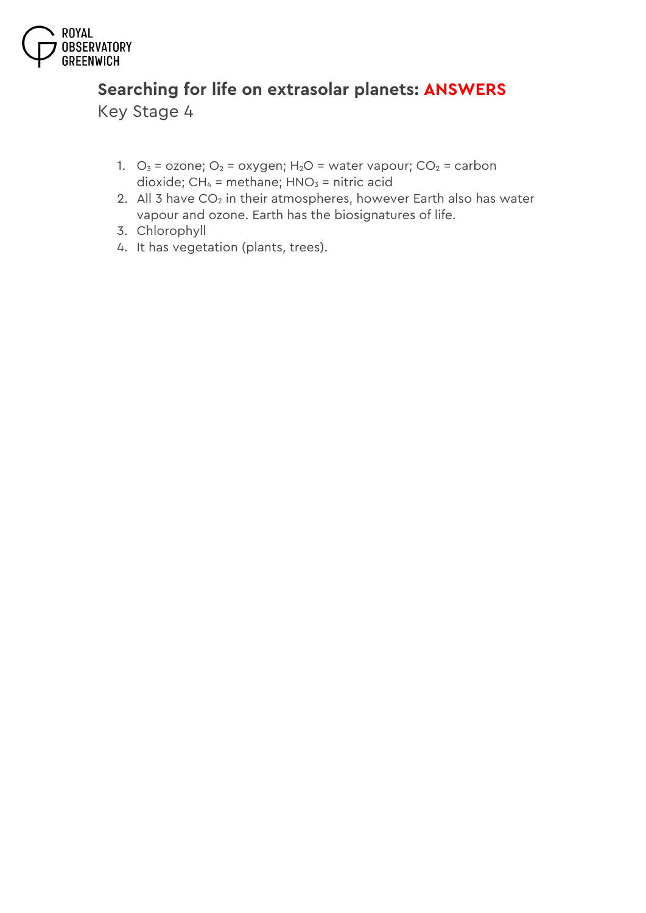ROYAL OBSERVATORY GREENWICH

## Searching for life on extrasolar planets: **ANSWERS**

Key Stage 4

1. $O_3$ = ozone; $O_2$ = oxygen; $H_2O$ = water vapour; $CO_2$ = carbon dioxide; $CH_4$ = methane; $HNO_3$ = nitric acid
2. All 3 have $CO_2$ in their atmospheres, however Earth also has water vapour and ozone. Earth has the biosignatures of life.
3. Chlorophyll
4. It has vegetation (plants, trees).